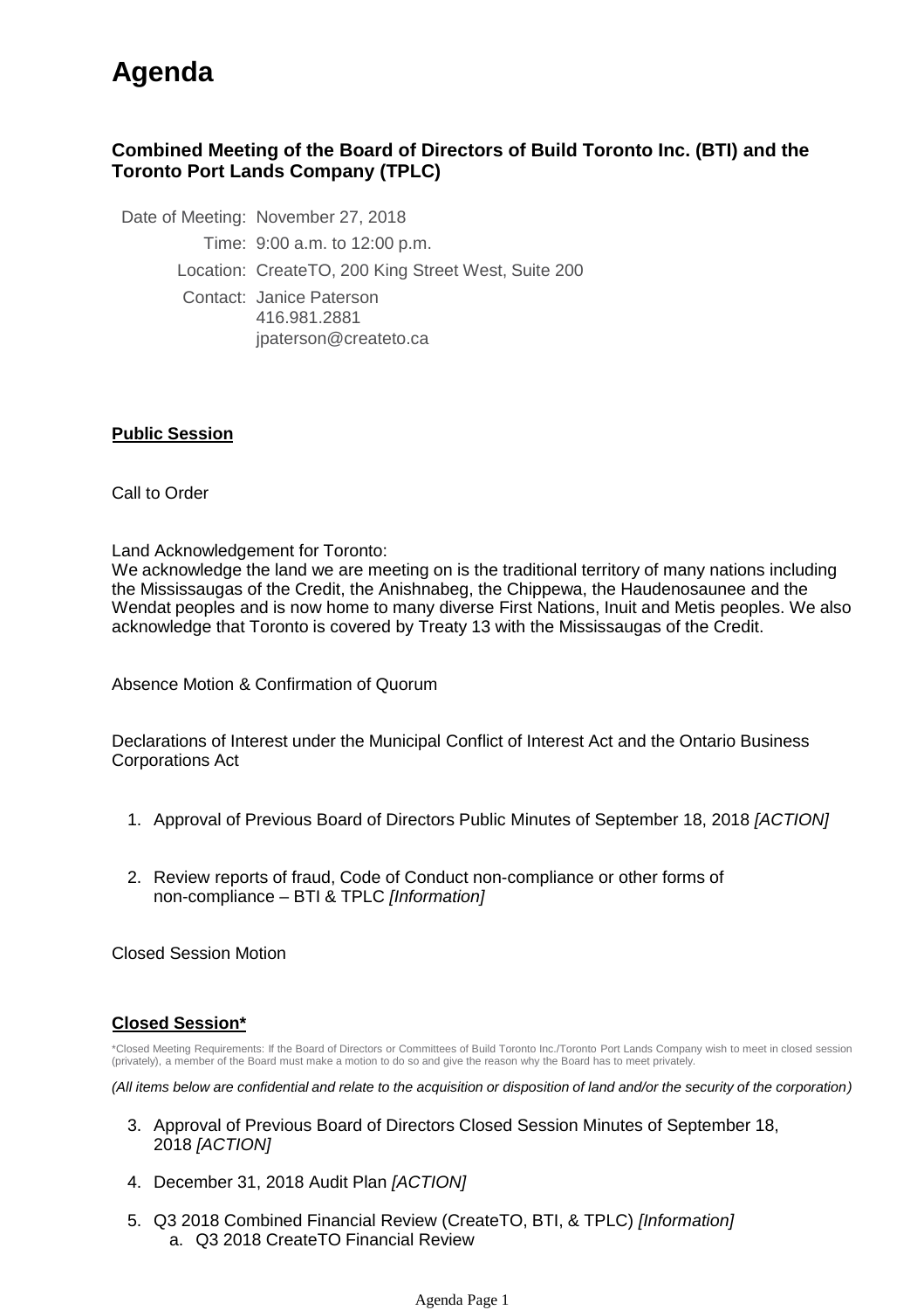# Agenda

### Combined Meeting of the Board of Directors of Build Toronto Inc. (BTI) and the Toronto Port Lands Company (TPLC)

Date of Meeting: November 27, 2018

Time: 9:00 a.m. to 12:00 p.m.

Location: CreateTO, 200 King Street West, Suite 200

Contact: Janice Paterson
416.981.2881
jpaterson@createto.ca

**Public Session**

Call to Order

Land Acknowledgement for Toronto:
We acknowledge the land we are meeting on is the traditional territory of many nations including the Mississaugas of the Credit, the Anishnabeg, the Chippewa, the Haudenosaunee and the Wendat peoples and is now home to many diverse First Nations, Inuit and Metis peoples. We also acknowledge that Toronto is covered by Treaty 13 with the Mississaugas of the Credit.

Absence Motion & Confirmation of Quorum

Declarations of Interest under the Municipal Conflict of Interest Act and the Ontario Business Corporations Act

1. Approval of Previous Board of Directors Public Minutes of September 18, 2018 *[ACTION]*

2. Review reports of fraud, Code of Conduct non-compliance or other forms of non-compliance – BTI & TPLC *[Information]*

Closed Session Motion

**Closed Session***

*Closed Meeting Requirements: If the Board of Directors or Committees of Build Toronto Inc./Toronto Port Lands Company wish to meet in closed session (privately), a member of the Board must make a motion to do so and give the reason why the Board has to meet privately.

*(All items below are confidential and relate to the acquisition or disposition of land and/or the security of the corporation)*

3. Approval of Previous Board of Directors Closed Session Minutes of September 18, 2018 *[ACTION]*

4. December 31, 2018 Audit Plan *[ACTION]*

5. Q3 2018 Combined Financial Review (CreateTO, BTI, & TPLC) *[Information]*
   a. Q3 2018 CreateTO Financial Review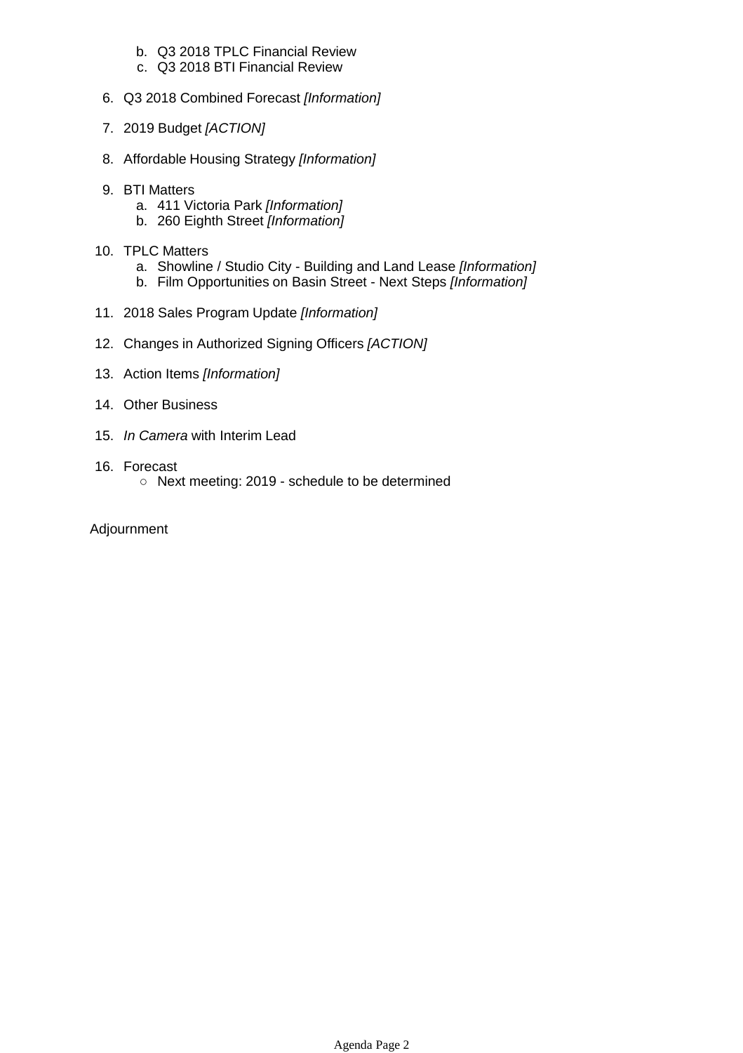b. Q3 2018 TPLC Financial Review
   c. Q3 2018 BTI Financial Review

6. Q3 2018 Combined Forecast *[Information]*

7. 2019 Budget *[ACTION]*

8. Affordable Housing Strategy *[Information]*

9. BTI Matters
   a. 411 Victoria Park *[Information]*
   b. 260 Eighth Street *[Information]*

10. TPLC Matters
    a. Showline / Studio City - Building and Land Lease *[Information]*
    b. Film Opportunities on Basin Street - Next Steps *[Information]*

11. 2018 Sales Program Update *[Information]*

12. Changes in Authorized Signing Officers *[ACTION]*

13. Action Items *[Information]*

14. Other Business

15. *In Camera* with Interim Lead

16. Forecast
    - Next meeting: 2019 - schedule to be determined

Adjournment